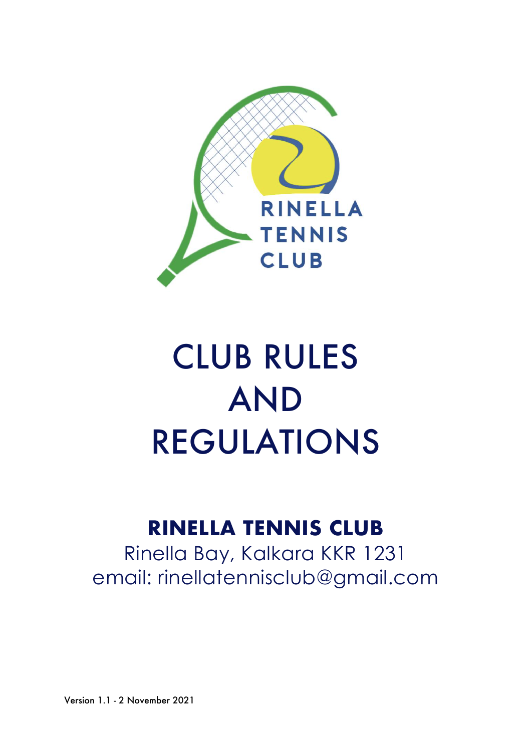# CLUB RULES AND REGULATIONS

## RINELLA TENNIS CLUB

Rinella Bay, Kalkara KKR 1231
email: rinellatennisclub@gmail.com

Version 1.1 - 2 November 2021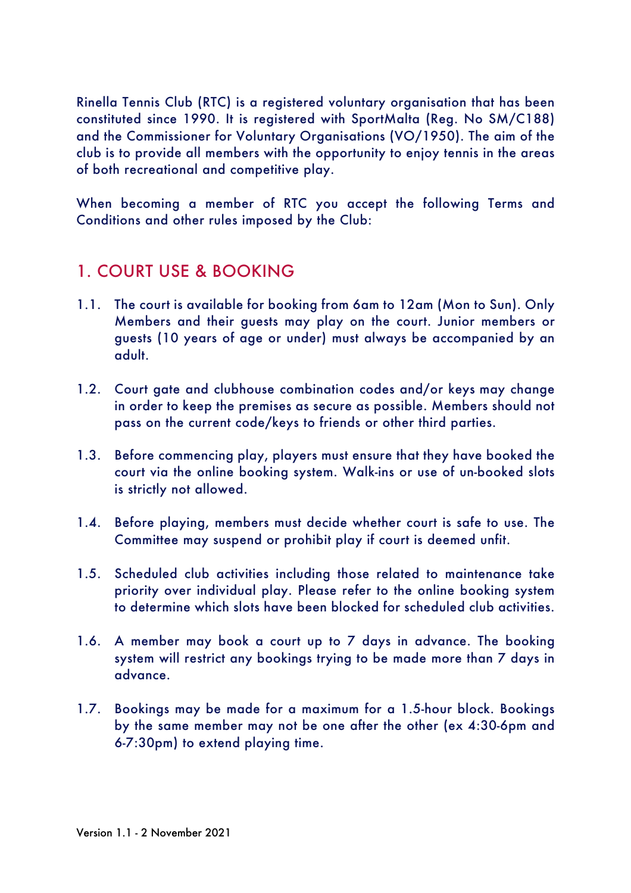Rinella Tennis Club (RTC) is a registered voluntary organisation that has been constituted since 1990. It is registered with SportMalta (Reg. No SM/C188) and the Commissioner for Voluntary Organisations (VO/1950). The aim of the club is to provide all members with the opportunity to enjoy tennis in the areas of both recreational and competitive play.

When becoming a member of RTC you accept the following Terms and Conditions and other rules imposed by the Club:

## 1. COURT USE & BOOKING

1.1. The court is available for booking from 6am to 12am (Mon to Sun). Only Members and their guests may play on the court. Junior members or guests (10 years of age or under) must always be accompanied by an adult.

1.2. Court gate and clubhouse combination codes and/or keys may change in order to keep the premises as secure as possible. Members should not pass on the current code/keys to friends or other third parties.

1.3. Before commencing play, players must ensure that they have booked the court via the online booking system. Walk-ins or use of un-booked slots is strictly not allowed.

1.4. Before playing, members must decide whether court is safe to use. The Committee may suspend or prohibit play if court is deemed unfit.

1.5. Scheduled club activities including those related to maintenance take priority over individual play. Please refer to the online booking system to determine which slots have been blocked for scheduled club activities.

1.6. A member may book a court up to 7 days in advance. The booking system will restrict any bookings trying to be made more than 7 days in advance.

1.7. Bookings may be made for a maximum for a 1.5-hour block. Bookings by the same member may not be one after the other (ex 4:30-6pm and 6-7:30pm) to extend playing time.

Version 1.1 - 2 November 2021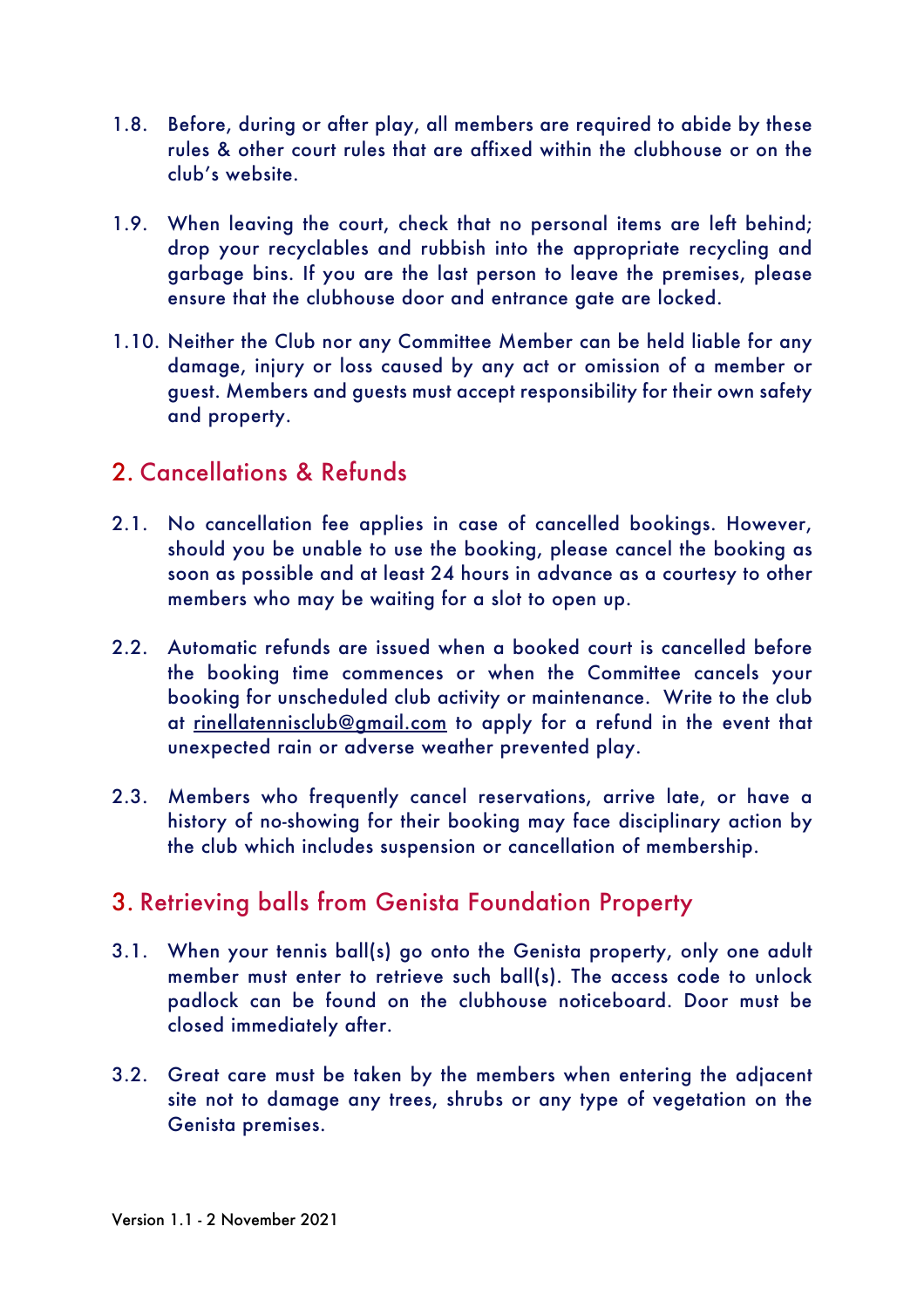1.8. Before, during or after play, all members are required to abide by these rules & other court rules that are affixed within the clubhouse or on the club's website.

1.9. When leaving the court, check that no personal items are left behind; drop your recyclables and rubbish into the appropriate recycling and garbage bins. If you are the last person to leave the premises, please ensure that the clubhouse door and entrance gate are locked.

1.10. Neither the Club nor any Committee Member can be held liable for any damage, injury or loss caused by any act or omission of a member or guest. Members and guests must accept responsibility for their own safety and property.

## 2. Cancellations & Refunds

2.1. No cancellation fee applies in case of cancelled bookings. However, should you be unable to use the booking, please cancel the booking as soon as possible and at least 24 hours in advance as a courtesy to other members who may be waiting for a slot to open up.

2.2. Automatic refunds are issued when a booked court is cancelled before the booking time commences or when the Committee cancels your booking for unscheduled club activity or maintenance. Write to the club at rinellatennisclub@gmail.com to apply for a refund in the event that unexpected rain or adverse weather prevented play.

2.3. Members who frequently cancel reservations, arrive late, or have a history of no-showing for their booking may face disciplinary action by the club which includes suspension or cancellation of membership.

## 3. Retrieving balls from Genista Foundation Property

3.1. When your tennis ball(s) go onto the Genista property, only one adult member must enter to retrieve such ball(s). The access code to unlock padlock can be found on the clubhouse noticeboard. Door must be closed immediately after.

3.2. Great care must be taken by the members when entering the adjacent site not to damage any trees, shrubs or any type of vegetation on the Genista premises.

Version 1.1 - 2 November 2021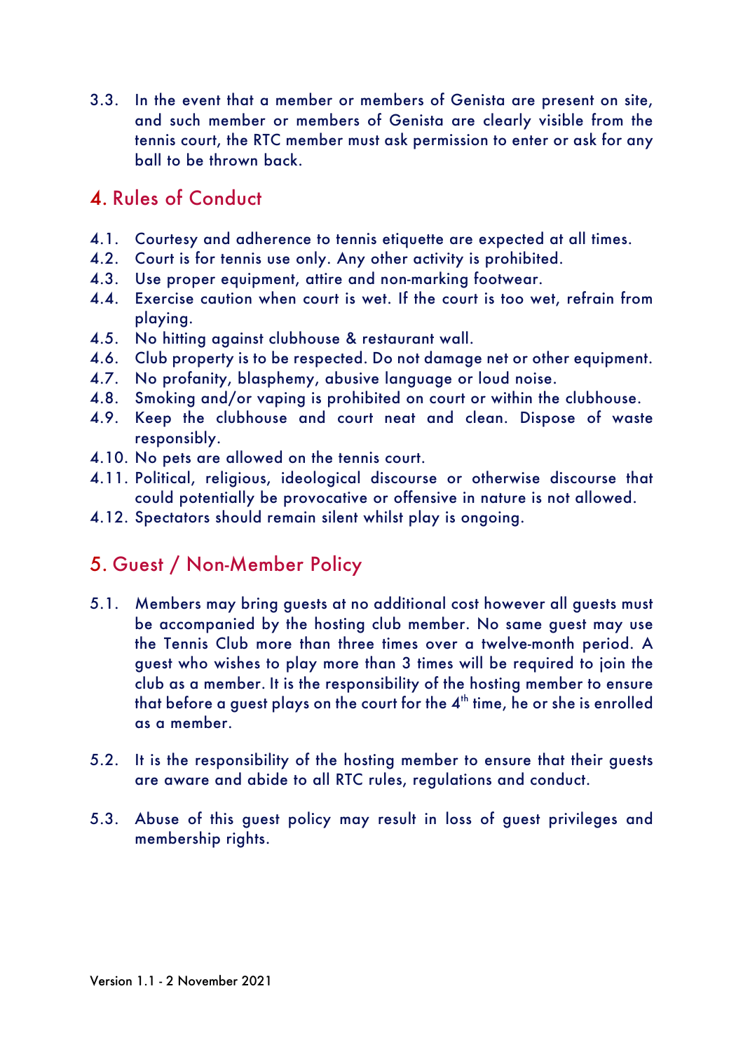3.3. In the event that a member or members of Genista are present on site, and such member or members of Genista are clearly visible from the tennis court, the RTC member must ask permission to enter or ask for any ball to be thrown back.

## 4. Rules of Conduct

4.1. Courtesy and adherence to tennis etiquette are expected at all times.
4.2. Court is for tennis use only. Any other activity is prohibited.
4.3. Use proper equipment, attire and non-marking footwear.
4.4. Exercise caution when court is wet. If the court is too wet, refrain from playing.
4.5. No hitting against clubhouse & restaurant wall.
4.6. Club property is to be respected. Do not damage net or other equipment.
4.7. No profanity, blasphemy, abusive language or loud noise.
4.8. Smoking and/or vaping is prohibited on court or within the clubhouse.
4.9. Keep the clubhouse and court neat and clean. Dispose of waste responsibly.
4.10. No pets are allowed on the tennis court.
4.11. Political, religious, ideological discourse or otherwise discourse that could potentially be provocative or offensive in nature is not allowed.
4.12. Spectators should remain silent whilst play is ongoing.

## 5. Guest / Non-Member Policy

5.1. Members may bring guests at no additional cost however all guests must be accompanied by the hosting club member. No same guest may use the Tennis Club more than three times over a twelve-month period. A guest who wishes to play more than 3 times will be required to join the club as a member. It is the responsibility of the hosting member to ensure that before a guest plays on the court for the 4th time, he or she is enrolled as a member.

5.2. It is the responsibility of the hosting member to ensure that their guests are aware and abide to all RTC rules, regulations and conduct.

5.3. Abuse of this guest policy may result in loss of guest privileges and membership rights.

Version 1.1 - 2 November 2021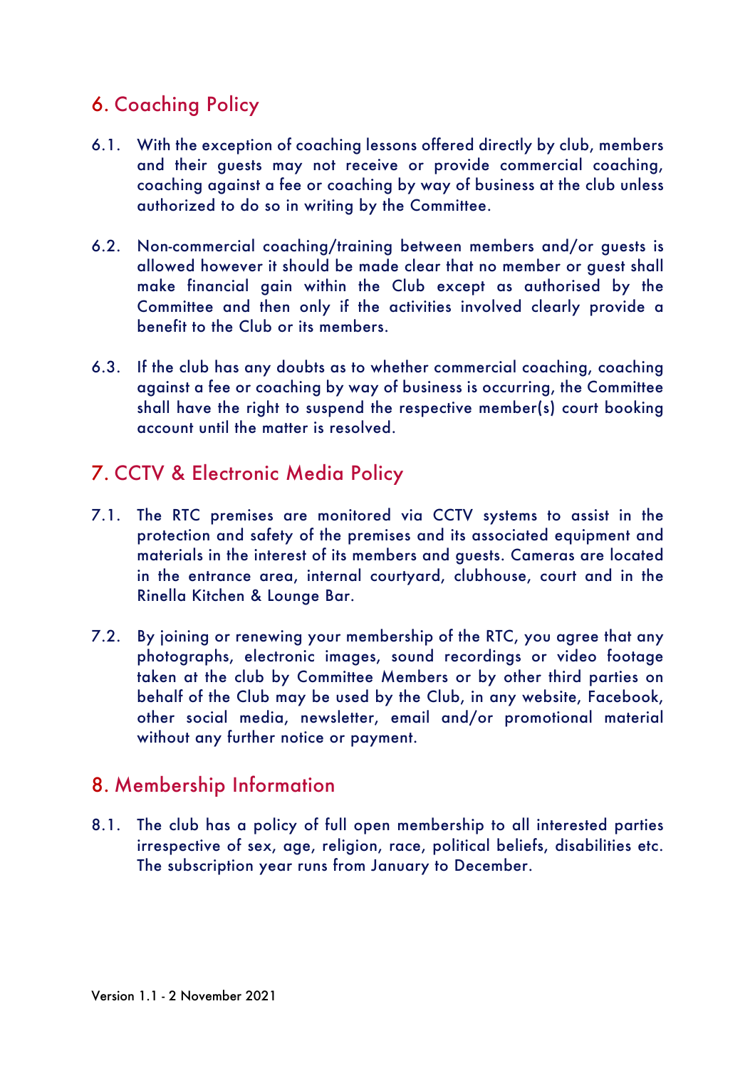## 6. Coaching Policy

6.1. With the exception of coaching lessons offered directly by club, members and their guests may not receive or provide commercial coaching, coaching against a fee or coaching by way of business at the club unless authorized to do so in writing by the Committee.

6.2. Non-commercial coaching/training between members and/or guests is allowed however it should be made clear that no member or guest shall make financial gain within the Club except as authorised by the Committee and then only if the activities involved clearly provide a benefit to the Club or its members.

6.3. If the club has any doubts as to whether commercial coaching, coaching against a fee or coaching by way of business is occurring, the Committee shall have the right to suspend the respective member(s) court booking account until the matter is resolved.

## 7. CCTV & Electronic Media Policy

7.1. The RTC premises are monitored via CCTV systems to assist in the protection and safety of the premises and its associated equipment and materials in the interest of its members and guests. Cameras are located in the entrance area, internal courtyard, clubhouse, court and in the Rinella Kitchen & Lounge Bar.

7.2. By joining or renewing your membership of the RTC, you agree that any photographs, electronic images, sound recordings or video footage taken at the club by Committee Members or by other third parties on behalf of the Club may be used by the Club, in any website, Facebook, other social media, newsletter, email and/or promotional material without any further notice or payment.

## 8. Membership Information

8.1. The club has a policy of full open membership to all interested parties irrespective of sex, age, religion, race, political beliefs, disabilities etc. The subscription year runs from January to December.

Version 1.1 - 2 November 2021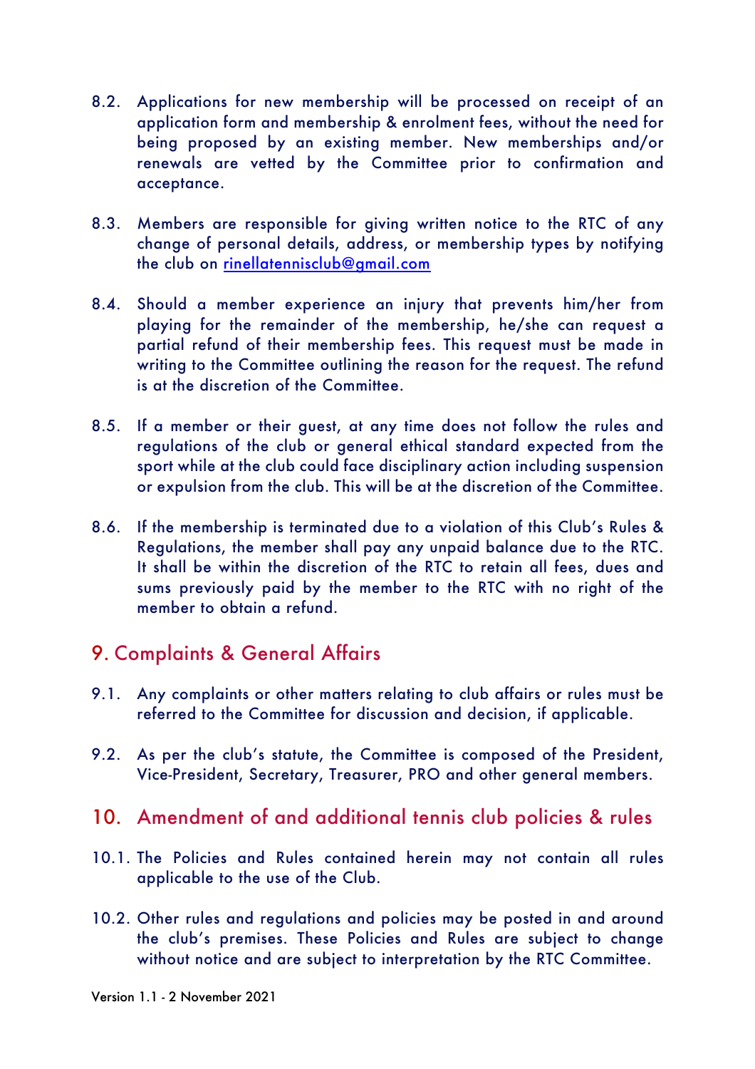8.2. Applications for new membership will be processed on receipt of an application form and membership & enrolment fees, without the need for being proposed by an existing member. New memberships and/or renewals are vetted by the Committee prior to confirmation and acceptance.

8.3. Members are responsible for giving written notice to the RTC of any change of personal details, address, or membership types by notifying the club on [rinellatennisclub@gmail.com](mailto:rinellatennisclub@gmail.com)

8.4. Should a member experience an injury that prevents him/her from playing for the remainder of the membership, he/she can request a partial refund of their membership fees. This request must be made in writing to the Committee outlining the reason for the request. The refund is at the discretion of the Committee.

8.5. If a member or their guest, at any time does not follow the rules and regulations of the club or general ethical standard expected from the sport while at the club could face disciplinary action including suspension or expulsion from the club. This will be at the discretion of the Committee.

8.6. If the membership is terminated due to a violation of this Club's Rules & Regulations, the member shall pay any unpaid balance due to the RTC. It shall be within the discretion of the RTC to retain all fees, dues and sums previously paid by the member to the RTC with no right of the member to obtain a refund.

## 9. Complaints & General Affairs

9.1. Any complaints or other matters relating to club affairs or rules must be referred to the Committee for discussion and decision, if applicable.

9.2. As per the club's statute, the Committee is composed of the President, Vice-President, Secretary, Treasurer, PRO and other general members.

## 10. Amendment of and additional tennis club policies & rules

10.1. The Policies and Rules contained herein may not contain all rules applicable to the use of the Club.

10.2. Other rules and regulations and policies may be posted in and around the club's premises. These Policies and Rules are subject to change without notice and are subject to interpretation by the RTC Committee.

Version 1.1 - 2 November 2021